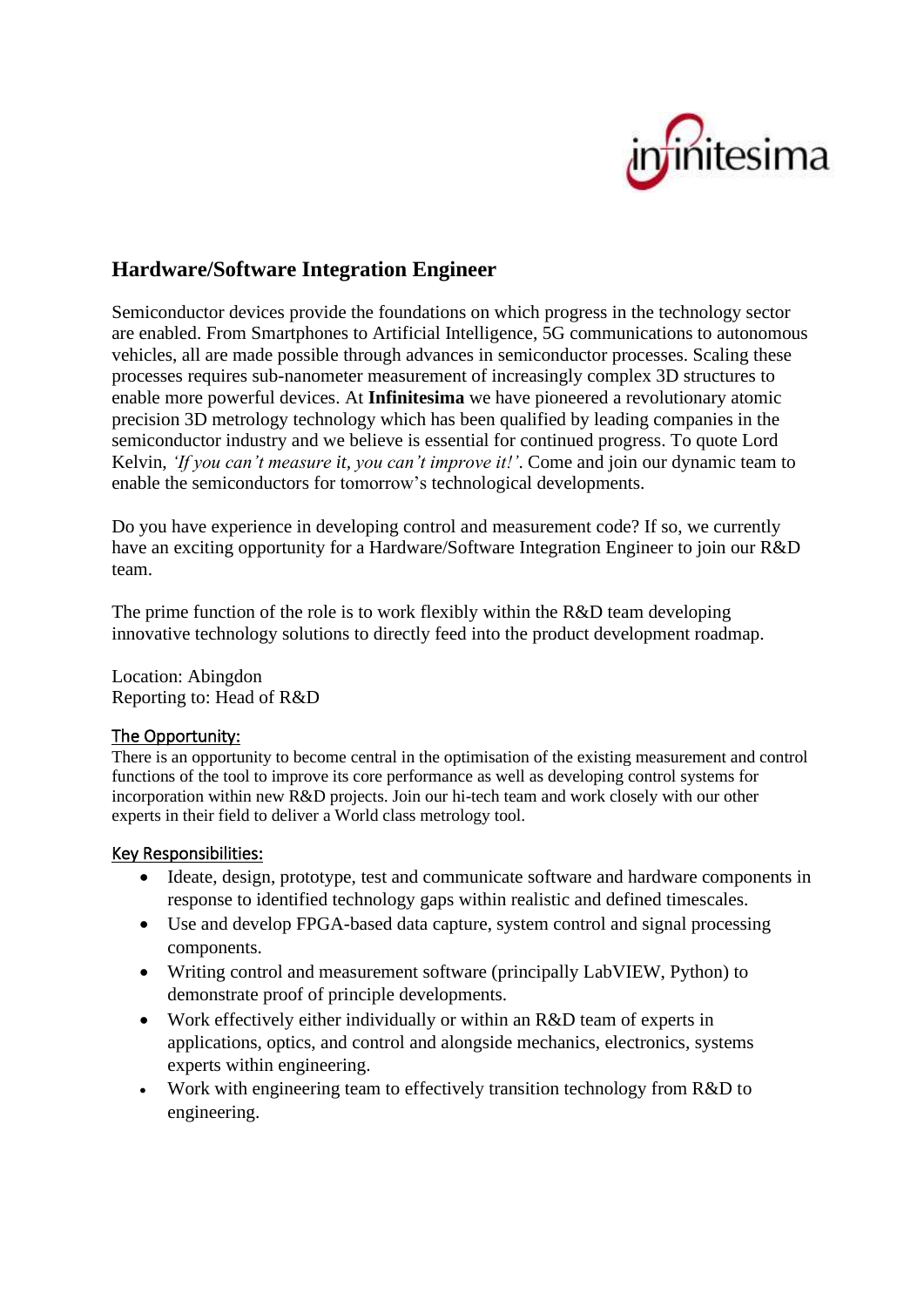# Hardware/Software Integration Engineer

Semiconductor devices provide the foundations on which progress in the technology sector are enabled. From Smartphones to Artificial Intelligence, 5G communications to autonomous vehicles, all are made possible through advances in semiconductor processes. Scaling these processes requires sub-nanometer measurement of increasingly complex 3D structures to enable more powerful devices. At **Infinitesima** we have pioneered a revolutionary atomic precision 3D metrology technology which has been qualified by leading companies in the semiconductor industry and we believe is essential for continued progress. To quote Lord Kelvin, *'If you can't measure it, you can't improve it!'*. Come and join our dynamic team to enable the semiconductors for tomorrow's technological developments.

Do you have experience in developing control and measurement code? If so, we currently have an exciting opportunity for a Hardware/Software Integration Engineer to join our R&D team.

The prime function of the role is to work flexibly within the R&D team developing innovative technology solutions to directly feed into the product development roadmap.

Location: Abingdon
Reporting to: Head of R&D

## The Opportunity:

There is an opportunity to become central in the optimisation of the existing measurement and control functions of the tool to improve its core performance as well as developing control systems for incorporation within new R&D projects. Join our hi-tech team and work closely with our other experts in their field to deliver a World class metrology tool.

## Key Responsibilities:

- Ideate, design, prototype, test and communicate software and hardware components in response to identified technology gaps within realistic and defined timescales.
- Use and develop FPGA-based data capture, system control and signal processing components.
- Writing control and measurement software (principally LabVIEW, Python) to demonstrate proof of principle developments.
- Work effectively either individually or within an R&D team of experts in applications, optics, and control and alongside mechanics, electronics, systems experts within engineering.
- Work with engineering team to effectively transition technology from R&D to engineering.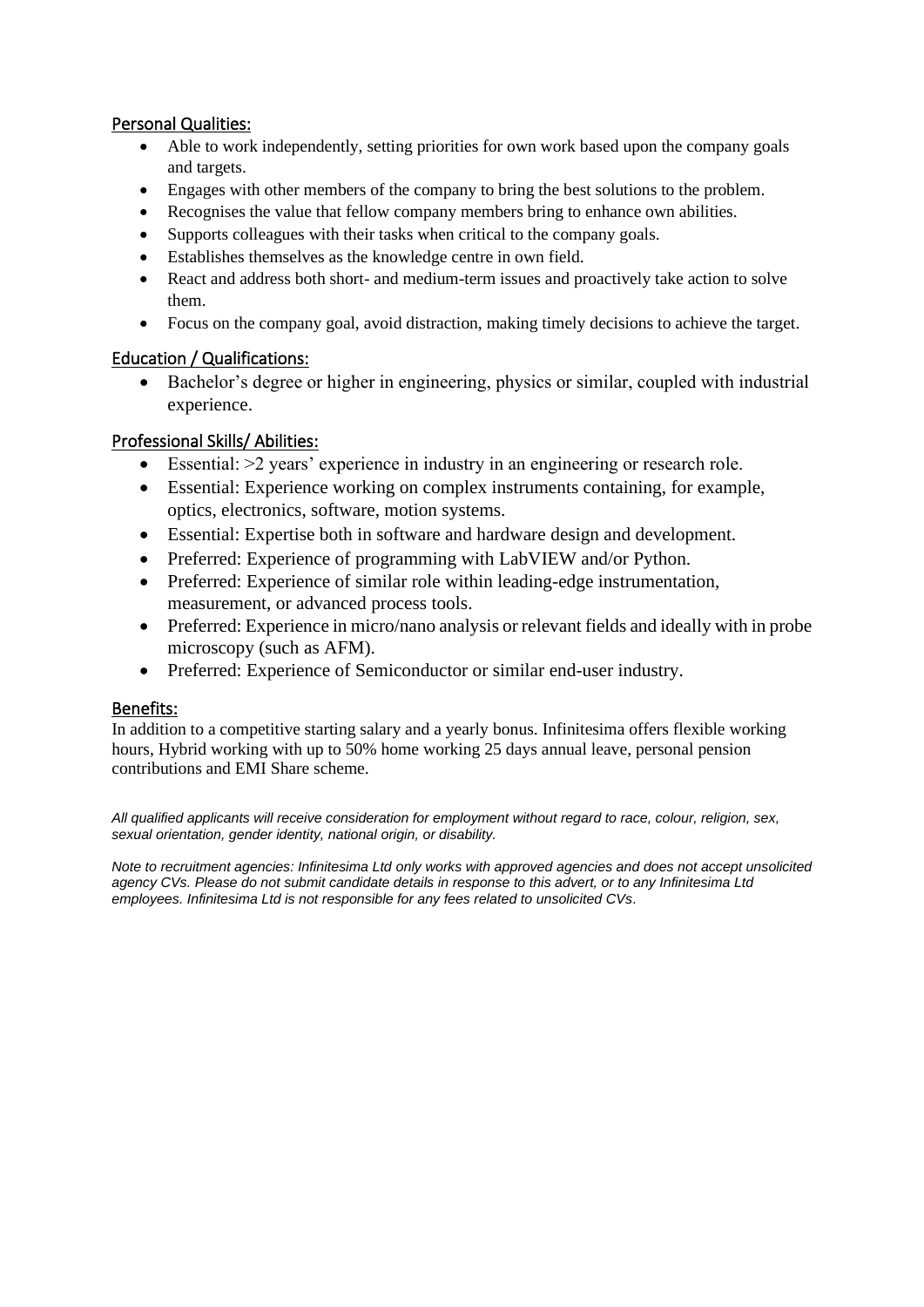## Personal Qualities:

- Able to work independently, setting priorities for own work based upon the company goals and targets.
- Engages with other members of the company to bring the best solutions to the problem.
- Recognises the value that fellow company members bring to enhance own abilities.
- Supports colleagues with their tasks when critical to the company goals.
- Establishes themselves as the knowledge centre in own field.
- React and address both short- and medium-term issues and proactively take action to solve them.
- Focus on the company goal, avoid distraction, making timely decisions to achieve the target.

## Education / Qualifications:

- Bachelor's degree or higher in engineering, physics or similar, coupled with industrial experience.

## Professional Skills/ Abilities:

- Essential: >2 years' experience in industry in an engineering or research role.
- Essential: Experience working on complex instruments containing, for example, optics, electronics, software, motion systems.
- Essential: Expertise both in software and hardware design and development.
- Preferred: Experience of programming with LabVIEW and/or Python.
- Preferred: Experience of similar role within leading-edge instrumentation, measurement, or advanced process tools.
- Preferred: Experience in micro/nano analysis or relevant fields and ideally with in probe microscopy (such as AFM).
- Preferred: Experience of Semiconductor or similar end-user industry.

## Benefits:

In addition to a competitive starting salary and a yearly bonus. Infinitesima offers flexible working hours, Hybrid working with up to 50% home working 25 days annual leave, personal pension contributions and EMI Share scheme.

*All qualified applicants will receive consideration for employment without regard to race, colour, religion, sex, sexual orientation, gender identity, national origin, or disability.*

*Note to recruitment agencies: Infinitesima Ltd only works with approved agencies and does not accept unsolicited agency CVs. Please do not submit candidate details in response to this advert, or to any Infinitesima Ltd employees. Infinitesima Ltd is not responsible for any fees related to unsolicited CVs.*